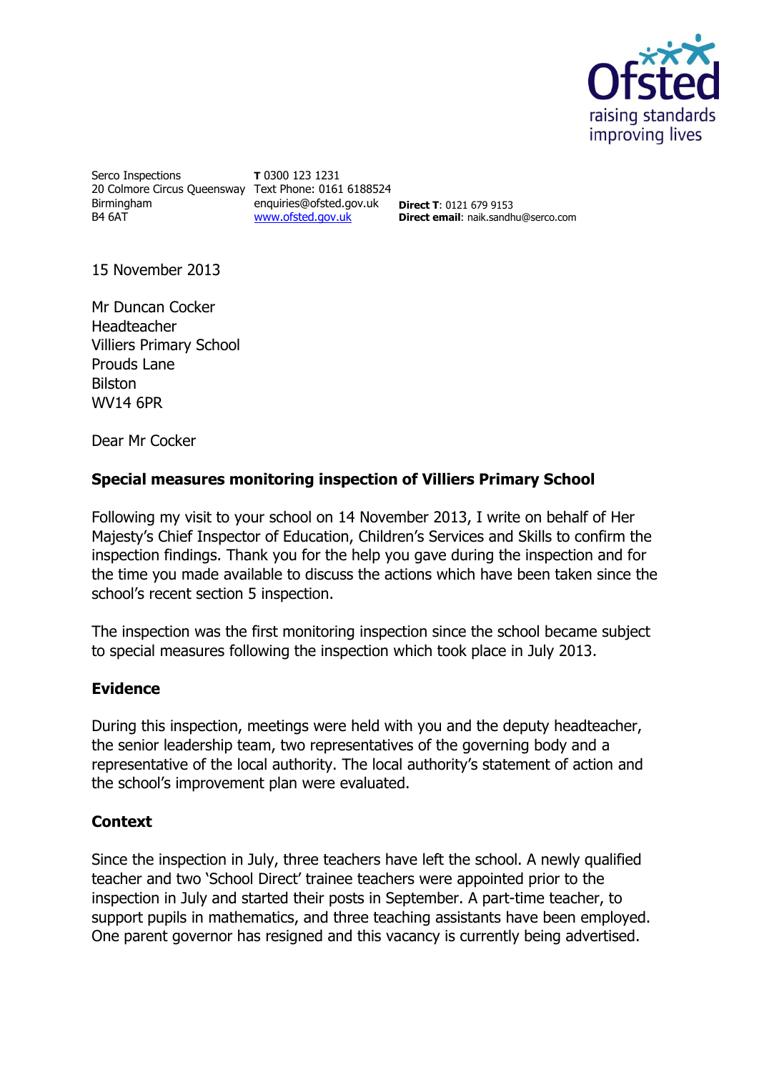Serco Inspections
20 Colmore Circus Queensway
Birmingham
B4 6AT

**T** 0300 123 1231
Text Phone: 0161 6188524
enquiries@ofsted.gov.uk
www.ofsted.gov.uk

**Direct T**: 0121 679 9153
**Direct email**: naik.sandhu@serco.com

15 November 2013

Mr Duncan Cocker
Headteacher
Villiers Primary School
Prouds Lane
Bilston
WV14 6PR

Dear Mr Cocker

**Special measures monitoring inspection of Villiers Primary School**

Following my visit to your school on 14 November 2013, I write on behalf of Her Majesty's Chief Inspector of Education, Children's Services and Skills to confirm the inspection findings. Thank you for the help you gave during the inspection and for the time you made available to discuss the actions which have been taken since the school's recent section 5 inspection.

The inspection was the first monitoring inspection since the school became subject to special measures following the inspection which took place in July 2013.

**Evidence**

During this inspection, meetings were held with you and the deputy headteacher, the senior leadership team, two representatives of the governing body and a representative of the local authority. The local authority's statement of action and the school's improvement plan were evaluated.

**Context**

Since the inspection in July, three teachers have left the school. A newly qualified teacher and two 'School Direct' trainee teachers were appointed prior to the inspection in July and started their posts in September. A part-time teacher, to support pupils in mathematics, and three teaching assistants have been employed. One parent governor has resigned and this vacancy is currently being advertised.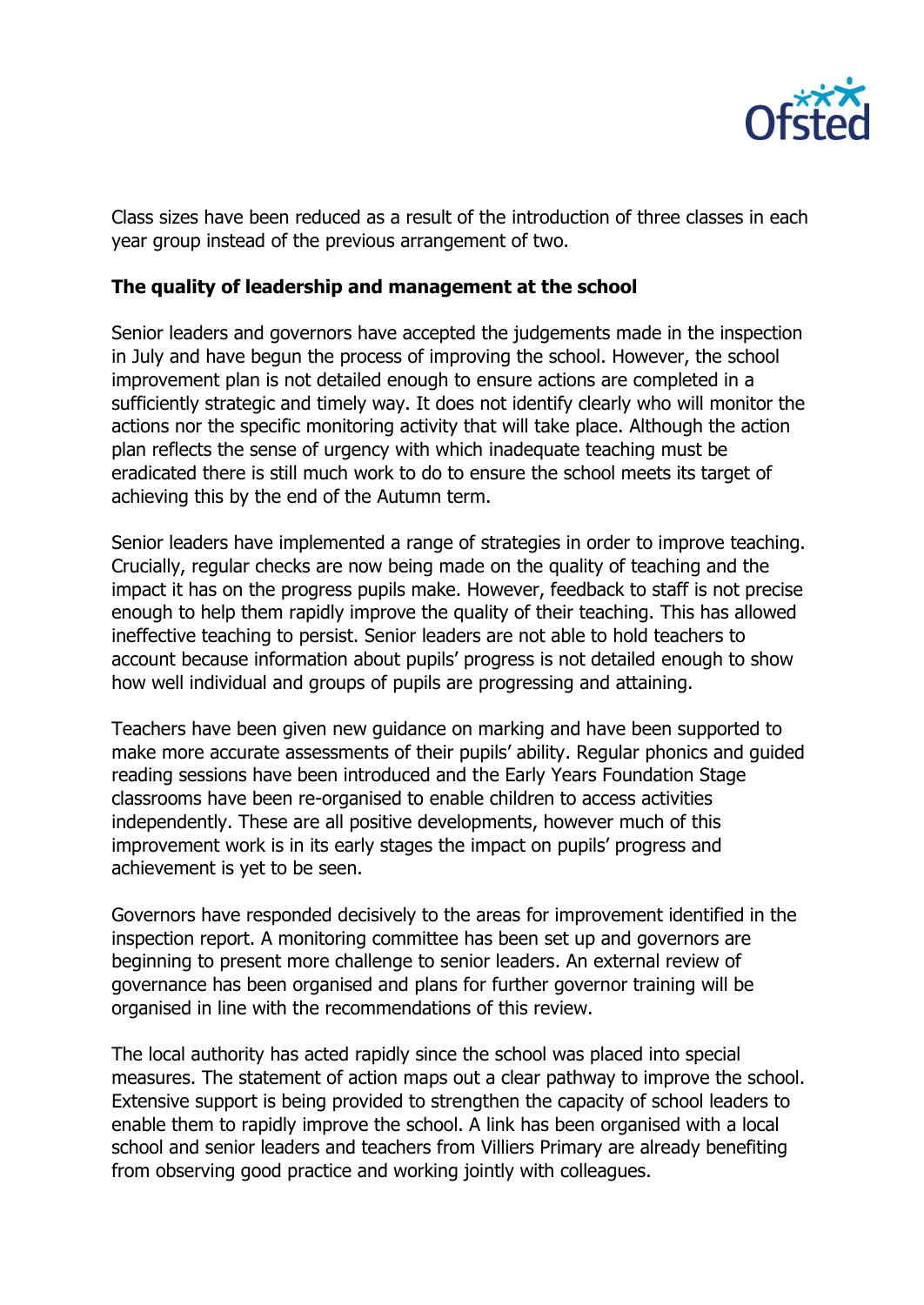Class sizes have been reduced as a result of the introduction of three classes in each year group instead of the previous arrangement of two.

**The quality of leadership and management at the school**

Senior leaders and governors have accepted the judgements made in the inspection in July and have begun the process of improving the school. However, the school improvement plan is not detailed enough to ensure actions are completed in a sufficiently strategic and timely way. It does not identify clearly who will monitor the actions nor the specific monitoring activity that will take place. Although the action plan reflects the sense of urgency with which inadequate teaching must be eradicated there is still much work to do to ensure the school meets its target of achieving this by the end of the Autumn term.

Senior leaders have implemented a range of strategies in order to improve teaching. Crucially, regular checks are now being made on the quality of teaching and the impact it has on the progress pupils make. However, feedback to staff is not precise enough to help them rapidly improve the quality of their teaching. This has allowed ineffective teaching to persist. Senior leaders are not able to hold teachers to account because information about pupils' progress is not detailed enough to show how well individual and groups of pupils are progressing and attaining.

Teachers have been given new guidance on marking and have been supported to make more accurate assessments of their pupils' ability. Regular phonics and guided reading sessions have been introduced and the Early Years Foundation Stage classrooms have been re-organised to enable children to access activities independently. These are all positive developments, however much of this improvement work is in its early stages the impact on pupils' progress and achievement is yet to be seen.

Governors have responded decisively to the areas for improvement identified in the inspection report. A monitoring committee has been set up and governors are beginning to present more challenge to senior leaders. An external review of governance has been organised and plans for further governor training will be organised in line with the recommendations of this review.

The local authority has acted rapidly since the school was placed into special measures. The statement of action maps out a clear pathway to improve the school. Extensive support is being provided to strengthen the capacity of school leaders to enable them to rapidly improve the school. A link has been organised with a local school and senior leaders and teachers from Villiers Primary are already benefiting from observing good practice and working jointly with colleagues.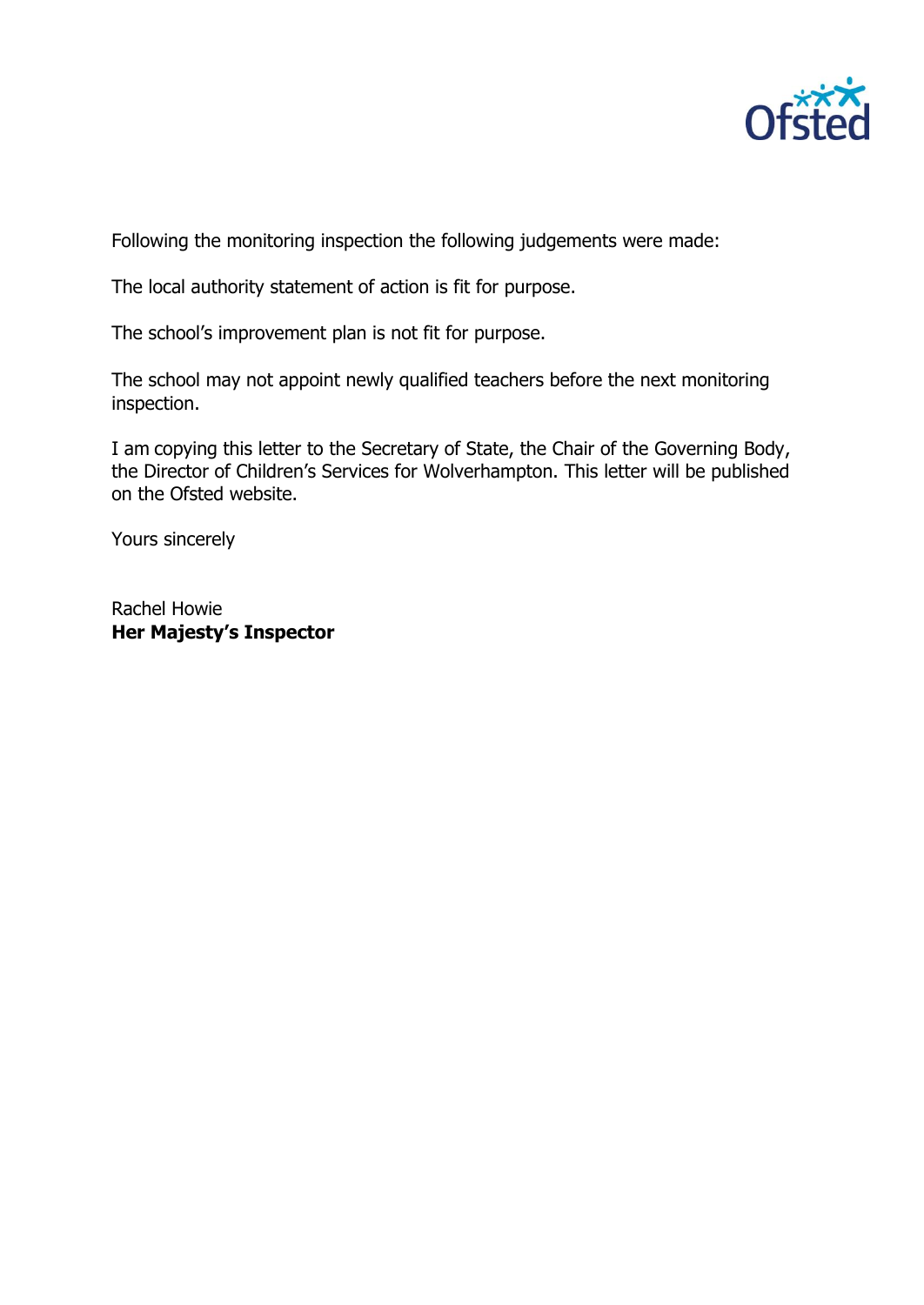Following the monitoring inspection the following judgements were made:

The local authority statement of action is fit for purpose.

The school's improvement plan is not fit for purpose.

The school may not appoint newly qualified teachers before the next monitoring inspection.

I am copying this letter to the Secretary of State, the Chair of the Governing Body, the Director of Children's Services for Wolverhampton. This letter will be published on the Ofsted website.

Yours sincerely

Rachel Howie
**Her Majesty's Inspector**